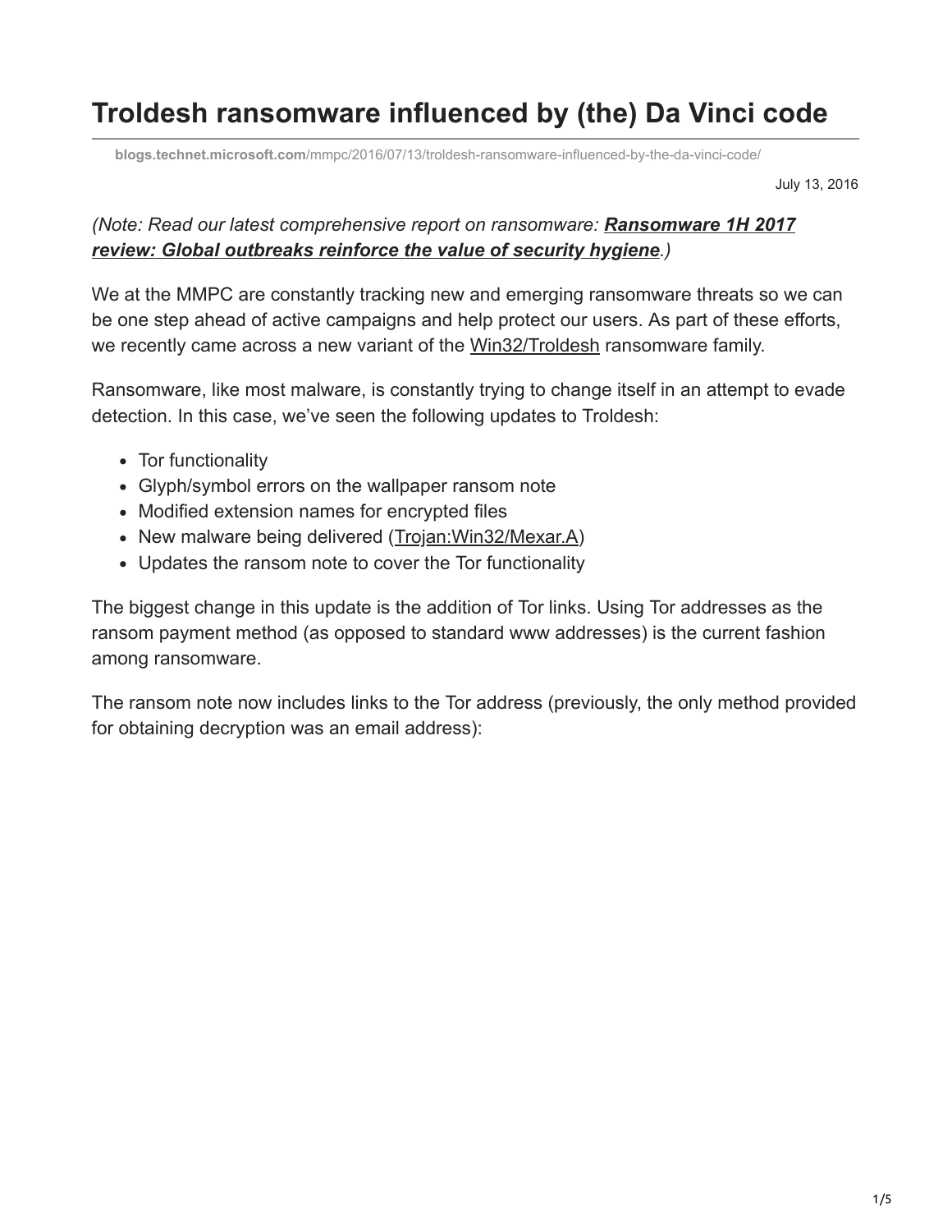# Troldesh ransomware influenced by (the) Da Vinci code

**blogs.technet.microsoft.com**/mmpc/2016/07/13/troldesh-ransomware-influenced-by-the-da-vinci-code/

July 13, 2016

*(Note: Read our latest comprehensive report on ransomware: **Ransomware 1H 2017 review: Global outbreaks reinforce the value of security hygiene**.)*

We at the MMPC are constantly tracking new and emerging ransomware threats so we can be one step ahead of active campaigns and help protect our users. As part of these efforts, we recently came across a new variant of the Win32/Troldesh ransomware family.

Ransomware, like most malware, is constantly trying to change itself in an attempt to evade detection. In this case, we've seen the following updates to Troldesh:

- Tor functionality
- Glyph/symbol errors on the wallpaper ransom note
- Modified extension names for encrypted files
- New malware being delivered (Trojan:Win32/Mexar.A)
- Updates the ransom note to cover the Tor functionality

The biggest change in this update is the addition of Tor links. Using Tor addresses as the ransom payment method (as opposed to standard www addresses) is the current fashion among ransomware.

The ransom note now includes links to the Tor address (previously, the only method provided for obtaining decryption was an email address):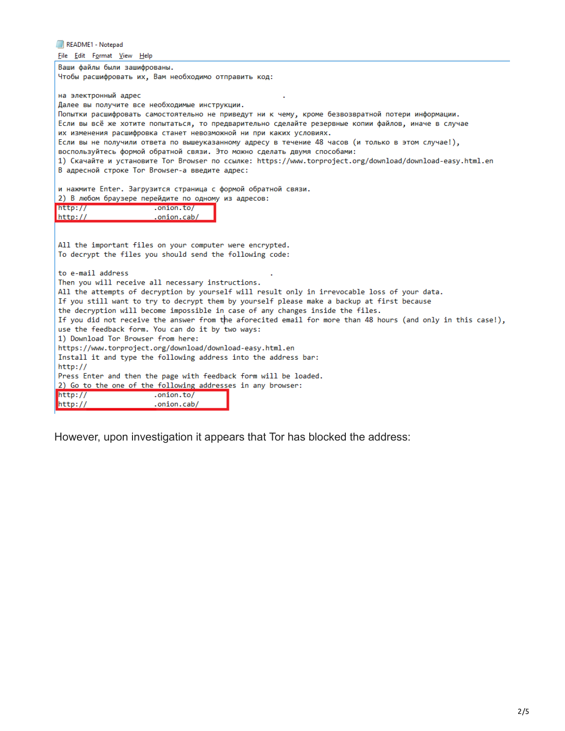README1 - Notepad

File Edit Format View Help

```
Ваши файлы были зашифрованы.
Чтобы расшифровать их, Вам необходимо отправить код:

на электронный адрес                              .
Далее вы получите все необходимые инструкции.
Попытки расшифровать самостоятельно не приведут ни к чему, кроме безвозвратной потери информации.
Если вы всё же хотите попытаться, то предварительно сделайте резервные копии файлов, иначе в случае
их изменения расшифровка станет невозможной ни при каких условиях.
Если вы не получили ответа по вышеуказанному адресу в течение 48 часов (и только в этом случае!),
воспользуйтесь формой обратной связи. Это можно сделать двумя способами:
1) Скачайте и установите Tor Browser по ссылке: https://www.torproject.org/download/download-easy.html.en
В адресной строке Tor Browser-а введите адрес:

и нажмите Enter. Загрузится страница с формой обратной связи.
2) В любом браузере перейдите по одному из адресов:
http://                .onion.to/
http://                .onion.cab/


All the important files on your computer were encrypted.
To decrypt the files you should send the following code:

to e-mail address                              .
Then you will receive all necessary instructions.
All the attempts of decryption by yourself will result only in irrevocable loss of your data.
If you still want to try to decrypt them by yourself please make a backup at first because
the decryption will become impossible in case of any changes inside the files.
If you did not receive the answer from the aforecited email for more than 48 hours (and only in this case!),
use the feedback form. You can do it by two ways:
1) Download Tor Browser from here:
https://www.torproject.org/download/download-easy.html.en
Install it and type the following address into the address bar:
http://
Press Enter and then the page with feedback form will be loaded.
2) Go to the one of the following addresses in any browser:
http://                .onion.to/
http://                .onion.cab/
```

However, upon investigation it appears that Tor has blocked the address: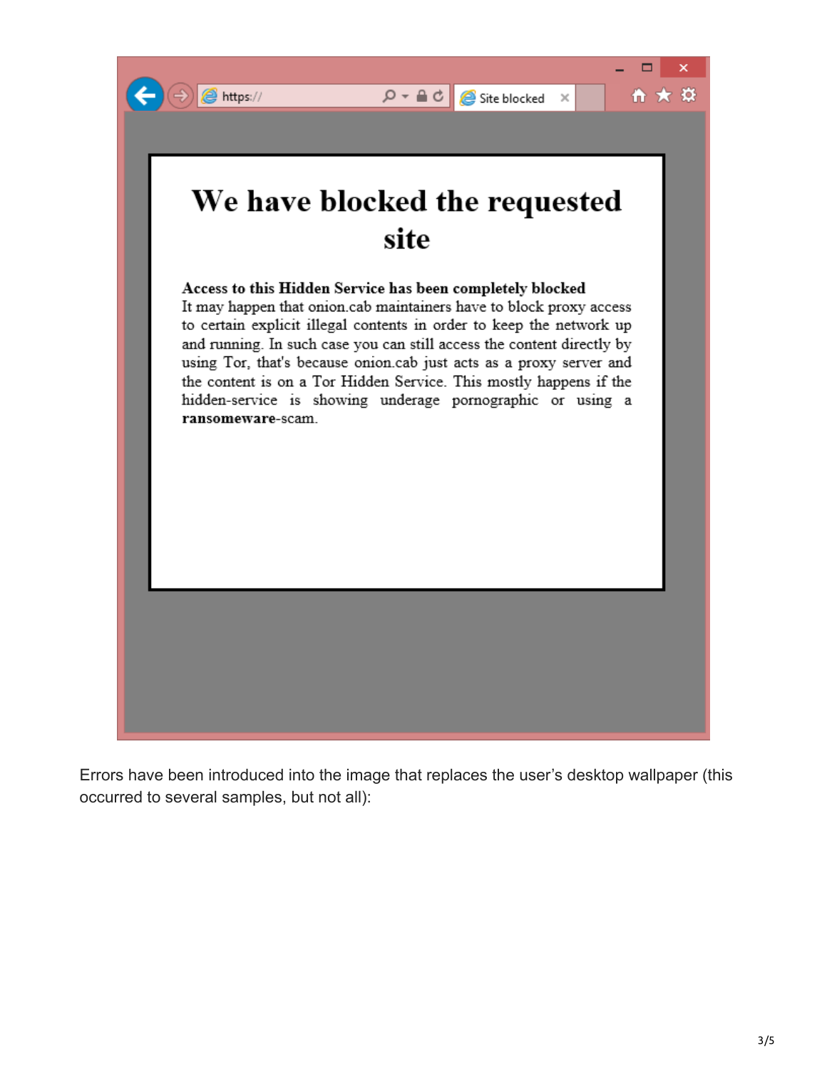# We have blocked the requested site

**Access to this Hidden Service has been completely blocked**
It may happen that onion.cab maintainers have to block proxy access to certain explicit illegal contents in order to keep the network up and running. In such case you can still access the content directly by using Tor, that's because onion.cab just acts as a proxy server and the content is on a Tor Hidden Service. This mostly happens if the hidden-service is showing underage pornographic or using a **ransomeware**-scam.

Errors have been introduced into the image that replaces the user's desktop wallpaper (this occurred to several samples, but not all):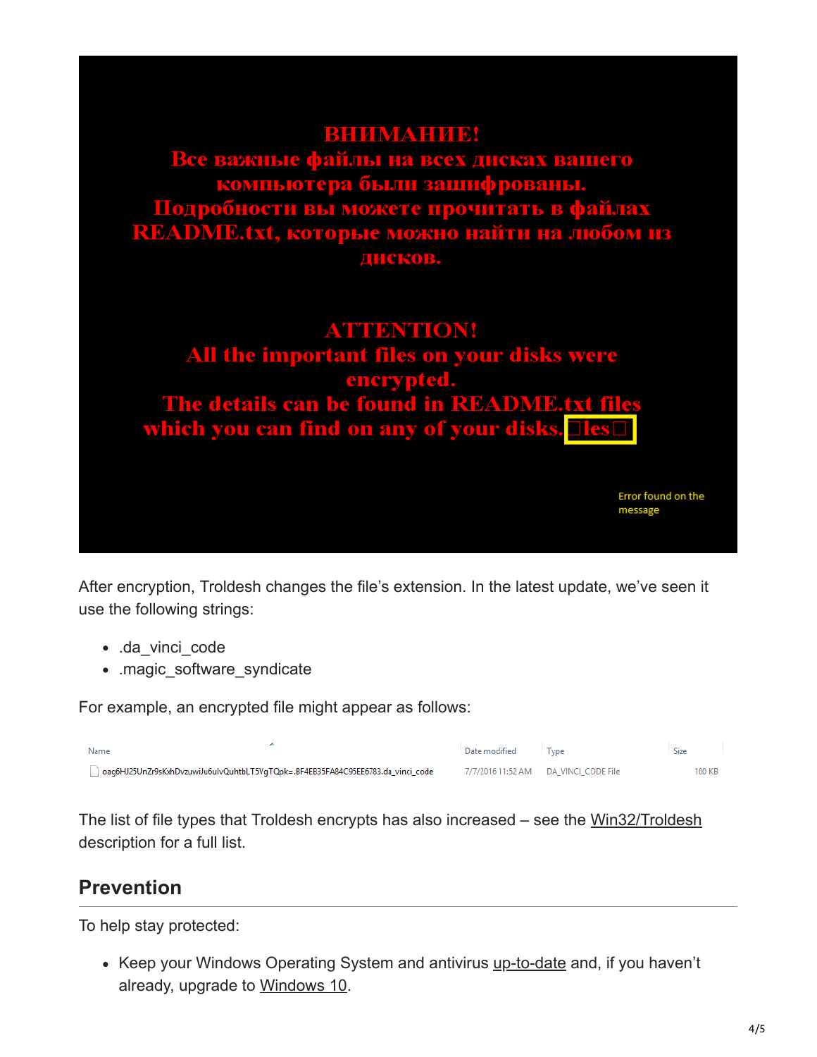ВНИМАНИЕ!
Все важные файлы на всех дисках вашего компьютера были зашифрованы.
Подробности вы можете прочитать в файлах README.txt, которые можно найти на любом из дисков.

ATTENTION!
All the important files on your disks were encrypted.
The details can be found in README.txt files which you can find on any of your disks.□les□

Error found on the message

After encryption, Troldesh changes the file's extension. In the latest update, we've seen it use the following strings:

- .da_vinci_code
- .magic_software_syndicate

For example, an encrypted file might appear as follows:

| Name | Date modified | Type | Size |
|---|---|---|---|
| oag6HJ25UnZr9sKxhDvzuwiJu6ulvQuhtbLT5VgTQpk=.BF4EE35FA84C95EE6783.da_vinci_code | 7/7/2016 11:52 AM | DA_VINCI_CODE File | 100 KB |

The list of file types that Troldesh encrypts has also increased – see the Win32/Troldesh description for a full list.

## Prevention

To help stay protected:

- Keep your Windows Operating System and antivirus up-to-date and, if you haven't already, upgrade to Windows 10.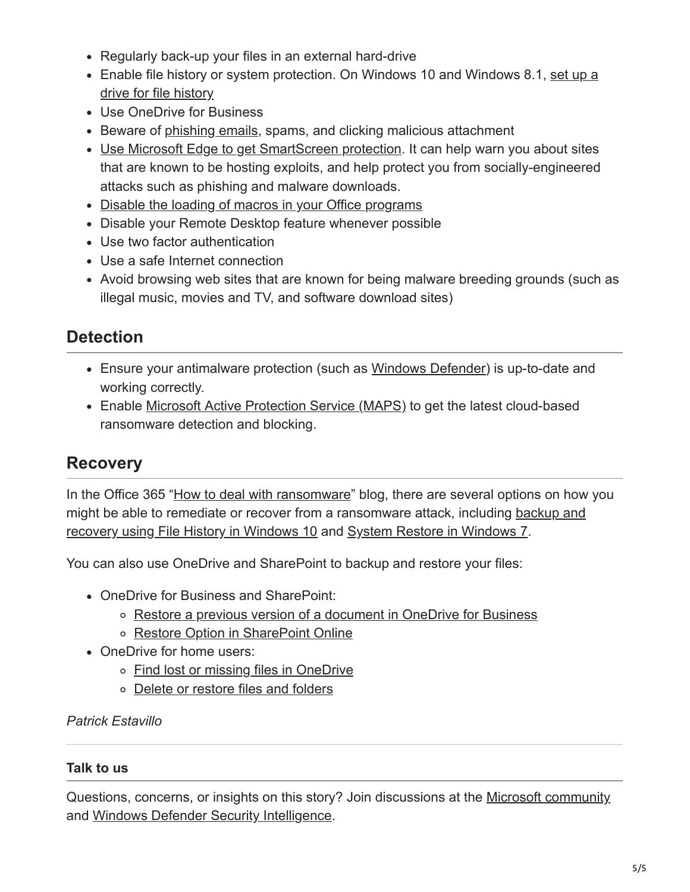- Regularly back-up your files in an external hard-drive
- Enable file history or system protection. On Windows 10 and Windows 8.1, set up a drive for file history
- Use OneDrive for Business
- Beware of phishing emails, spams, and clicking malicious attachment
- Use Microsoft Edge to get SmartScreen protection. It can help warn you about sites that are known to be hosting exploits, and help protect you from socially-engineered attacks such as phishing and malware downloads.
- Disable the loading of macros in your Office programs
- Disable your Remote Desktop feature whenever possible
- Use two factor authentication
- Use a safe Internet connection
- Avoid browsing web sites that are known for being malware breeding grounds (such as illegal music, movies and TV, and software download sites)

## Detection

- Ensure your antimalware protection (such as Windows Defender) is up-to-date and working correctly.
- Enable Microsoft Active Protection Service (MAPS) to get the latest cloud-based ransomware detection and blocking.

## Recovery

In the Office 365 "How to deal with ransomware" blog, there are several options on how you might be able to remediate or recover from a ransomware attack, including backup and recovery using File History in Windows 10 and System Restore in Windows 7.

You can also use OneDrive and SharePoint to backup and restore your files:

- OneDrive for Business and SharePoint:
  - Restore a previous version of a document in OneDrive for Business
  - Restore Option in SharePoint Online
- OneDrive for home users:
  - Find lost or missing files in OneDrive
  - Delete or restore files and folders

*Patrick Estavillo*

---

#### Talk to us

Questions, concerns, or insights on this story? Join discussions at the Microsoft community and Windows Defender Security Intelligence.